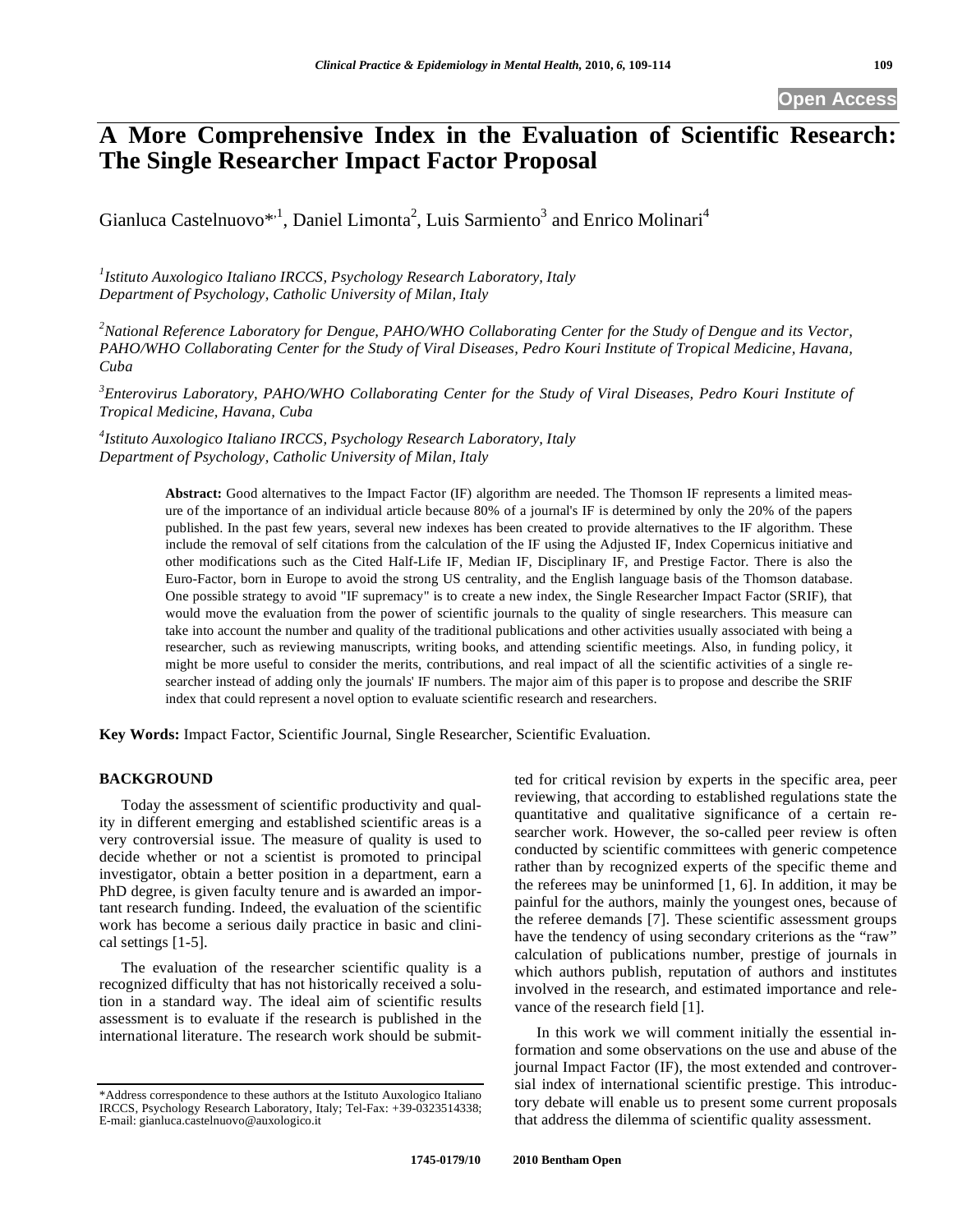Open Access

# A More Comprehensive Index in the Evaluation of Scientific Research: The Single Researcher Impact Factor Proposal

Gianluca Castelnuovo*[,1], Daniel Limonta[2], Luis Sarmiento[3] and Enrico Molinari[4]

[1]*Istituto Auxologico Italiano IRCCS, Psychology Research Laboratory, Italy*
*Department of Psychology, Catholic University of Milan, Italy*

[2]*National Reference Laboratory for Dengue, PAHO/WHO Collaborating Center for the Study of Dengue and its Vector, PAHO/WHO Collaborating Center for the Study of Viral Diseases, Pedro Kouri Institute of Tropical Medicine, Havana, Cuba*

[3]*Enterovirus Laboratory, PAHO/WHO Collaborating Center for the Study of Viral Diseases, Pedro Kouri Institute of Tropical Medicine, Havana, Cuba*

[4]*Istituto Auxologico Italiano IRCCS, Psychology Research Laboratory, Italy*
*Department of Psychology, Catholic University of Milan, Italy*

**Abstract:** Good alternatives to the Impact Factor (IF) algorithm are needed. The Thomson IF represents a limited measure of the importance of an individual article because 80% of a journal's IF is determined by only the 20% of the papers published. In the past few years, several new indexes has been created to provide alternatives to the IF algorithm. These include the removal of self citations from the calculation of the IF using the Adjusted IF, Index Copernicus initiative and other modifications such as the Cited Half-Life IF, Median IF, Disciplinary IF, and Prestige Factor. There is also the Euro-Factor, born in Europe to avoid the strong US centrality, and the English language basis of the Thomson database. One possible strategy to avoid "IF supremacy" is to create a new index, the Single Researcher Impact Factor (SRIF), that would move the evaluation from the power of scientific journals to the quality of single researchers. This measure can take into account the number and quality of the traditional publications and other activities usually associated with being a researcher, such as reviewing manuscripts, writing books, and attending scientific meetings. Also, in funding policy, it might be more useful to consider the merits, contributions, and real impact of all the scientific activities of a single researcher instead of adding only the journals' IF numbers. The major aim of this paper is to propose and describe the SRIF index that could represent a novel option to evaluate scientific research and researchers.

**Key Words:** Impact Factor, Scientific Journal, Single Researcher, Scientific Evaluation.

## BACKGROUND

Today the assessment of scientific productivity and quality in different emerging and established scientific areas is a very controversial issue. The measure of quality is used to decide whether or not a scientist is promoted to principal investigator, obtain a better position in a department, earn a PhD degree, is given faculty tenure and is awarded an important research funding. Indeed, the evaluation of the scientific work has become a serious daily practice in basic and clinical settings [1-5].

The evaluation of the researcher scientific quality is a recognized difficulty that has not historically received a solution in a standard way. The ideal aim of scientific results assessment is to evaluate if the research is published in the international literature. The research work should be submitted for critical revision by experts in the specific area, peer reviewing, that according to established regulations state the quantitative and qualitative significance of a certain researcher work. However, the so-called peer review is often conducted by scientific committees with generic competence rather than by recognized experts of the specific theme and the referees may be uninformed [1, 6]. In addition, it may be painful for the authors, mainly the youngest ones, because of the referee demands [7]. These scientific assessment groups have the tendency of using secondary criterions as the "raw" calculation of publications number, prestige of journals in which authors publish, reputation of authors and institutes involved in the research, and estimated importance and relevance of the research field [1].

In this work we will comment initially the essential information and some observations on the use and abuse of the journal Impact Factor (IF), the most extended and controversial index of international scientific prestige. This introductory debate will enable us to present some current proposals that address the dilemma of scientific quality assessment.

*Address correspondence to these authors at the Istituto Auxologico Italiano IRCCS, Psychology Research Laboratory, Italy; Tel-Fax: +39-0323514338; E-mail: gianluca.castelnuovo@auxologico.it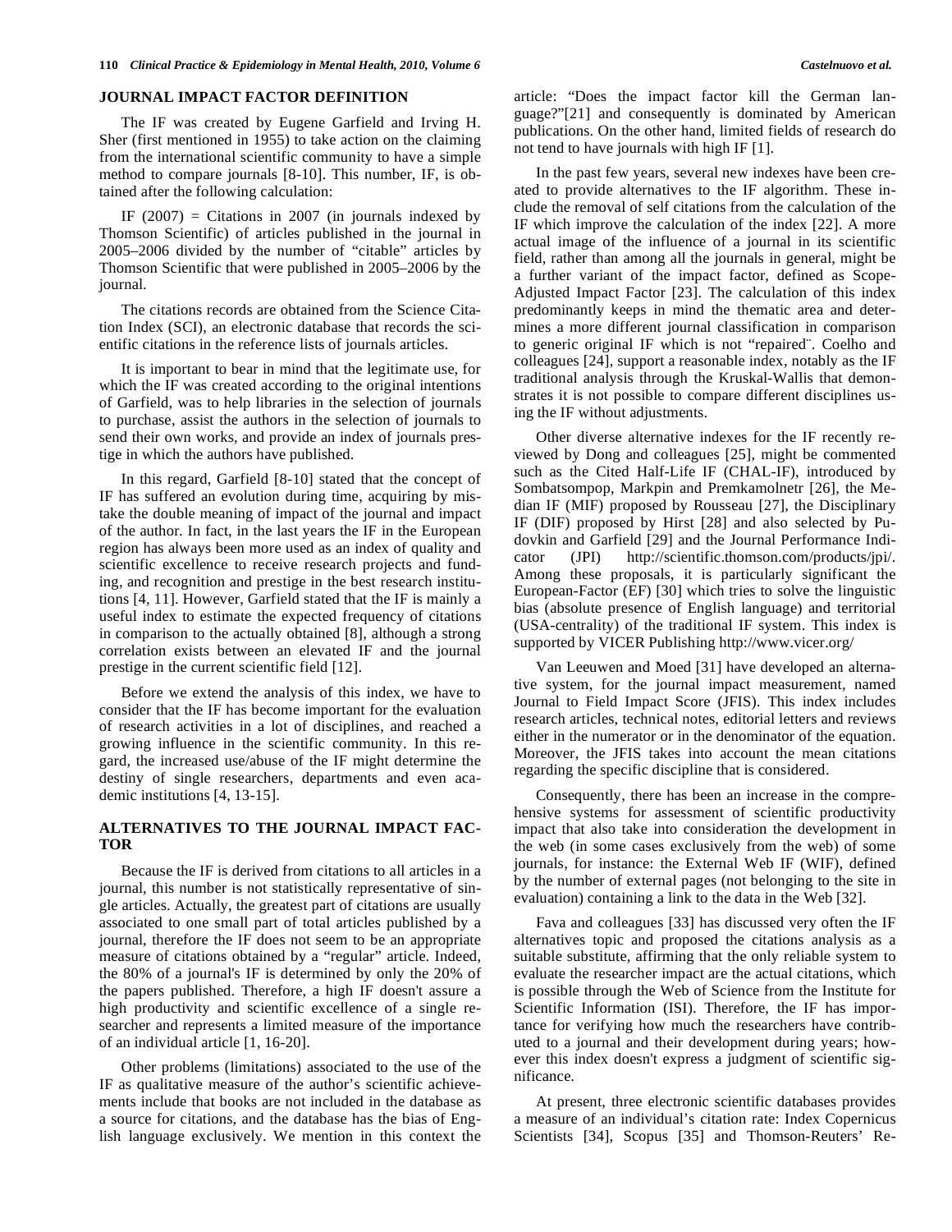## JOURNAL IMPACT FACTOR DEFINITION

The IF was created by Eugene Garfield and Irving H. Sher (first mentioned in 1955) to take action on the claiming from the international scientific community to have a simple method to compare journals [8-10]. This number, IF, is obtained after the following calculation:

IF (2007) = Citations in 2007 (in journals indexed by Thomson Scientific) of articles published in the journal in 2005–2006 divided by the number of "citable" articles by Thomson Scientific that were published in 2005–2006 by the journal.

The citations records are obtained from the Science Citation Index (SCI), an electronic database that records the scientific citations in the reference lists of journals articles.

It is important to bear in mind that the legitimate use, for which the IF was created according to the original intentions of Garfield, was to help libraries in the selection of journals to purchase, assist the authors in the selection of journals to send their own works, and provide an index of journals prestige in which the authors have published.

In this regard, Garfield [8-10] stated that the concept of IF has suffered an evolution during time, acquiring by mistake the double meaning of impact of the journal and impact of the author. In fact, in the last years the IF in the European region has always been more used as an index of quality and scientific excellence to receive research projects and funding, and recognition and prestige in the best research institutions [4, 11]. However, Garfield stated that the IF is mainly a useful index to estimate the expected frequency of citations in comparison to the actually obtained [8], although a strong correlation exists between an elevated IF and the journal prestige in the current scientific field [12].

Before we extend the analysis of this index, we have to consider that the IF has become important for the evaluation of research activities in a lot of disciplines, and reached a growing influence in the scientific community. In this regard, the increased use/abuse of the IF might determine the destiny of single researchers, departments and even academic institutions [4, 13-15].

## ALTERNATIVES TO THE JOURNAL IMPACT FACTOR

Because the IF is derived from citations to all articles in a journal, this number is not statistically representative of single articles. Actually, the greatest part of citations are usually associated to one small part of total articles published by a journal, therefore the IF does not seem to be an appropriate measure of citations obtained by a "regular" article. Indeed, the 80% of a journal's IF is determined by only the 20% of the papers published. Therefore, a high IF doesn't assure a high productivity and scientific excellence of a single researcher and represents a limited measure of the importance of an individual article [1, 16-20].

Other problems (limitations) associated to the use of the IF as qualitative measure of the author's scientific achievements include that books are not included in the database as a source for citations, and the database has the bias of English language exclusively. We mention in this context the article: "Does the impact factor kill the German language?"[21] and consequently is dominated by American publications. On the other hand, limited fields of research do not tend to have journals with high IF [1].

In the past few years, several new indexes have been created to provide alternatives to the IF algorithm. These include the removal of self citations from the calculation of the IF which improve the calculation of the index [22]. A more actual image of the influence of a journal in its scientific field, rather than among all the journals in general, might be a further variant of the impact factor, defined as Scope-Adjusted Impact Factor [23]. The calculation of this index predominantly keeps in mind the thematic area and determines a more different journal classification in comparison to generic original IF which is not "repaired¨. Coelho and colleagues [24], support a reasonable index, notably as the IF traditional analysis through the Kruskal-Wallis that demonstrates it is not possible to compare different disciplines using the IF without adjustments.

Other diverse alternative indexes for the IF recently reviewed by Dong and colleagues [25], might be commented such as the Cited Half-Life IF (CHAL-IF), introduced by Sombatsompop, Markpin and Premkamolnetr [26], the Median IF (MIF) proposed by Rousseau [27], the Disciplinary IF (DIF) proposed by Hirst [28] and also selected by Pudovkin and Garfield [29] and the Journal Performance Indicator (JPI) http://scientific.thomson.com/products/jpi/. Among these proposals, it is particularly significant the European-Factor (EF) [30] which tries to solve the linguistic bias (absolute presence of English language) and territorial (USA-centrality) of the traditional IF system. This index is supported by VICER Publishing http://www.vicer.org/

Van Leeuwen and Moed [31] have developed an alternative system, for the journal impact measurement, named Journal to Field Impact Score (JFIS). This index includes research articles, technical notes, editorial letters and reviews either in the numerator or in the denominator of the equation. Moreover, the JFIS takes into account the mean citations regarding the specific discipline that is considered.

Consequently, there has been an increase in the comprehensive systems for assessment of scientific productivity impact that also take into consideration the development in the web (in some cases exclusively from the web) of some journals, for instance: the External Web IF (WIF), defined by the number of external pages (not belonging to the site in evaluation) containing a link to the data in the Web [32].

Fava and colleagues [33] has discussed very often the IF alternatives topic and proposed the citations analysis as a suitable substitute, affirming that the only reliable system to evaluate the researcher impact are the actual citations, which is possible through the Web of Science from the Institute for Scientific Information (ISI). Therefore, the IF has importance for verifying how much the researchers have contributed to a journal and their development during years; however this index doesn't express a judgment of scientific significance.

At present, three electronic scientific databases provides a measure of an individual's citation rate: Index Copernicus Scientists [34], Scopus [35] and Thomson-Reuters' Re-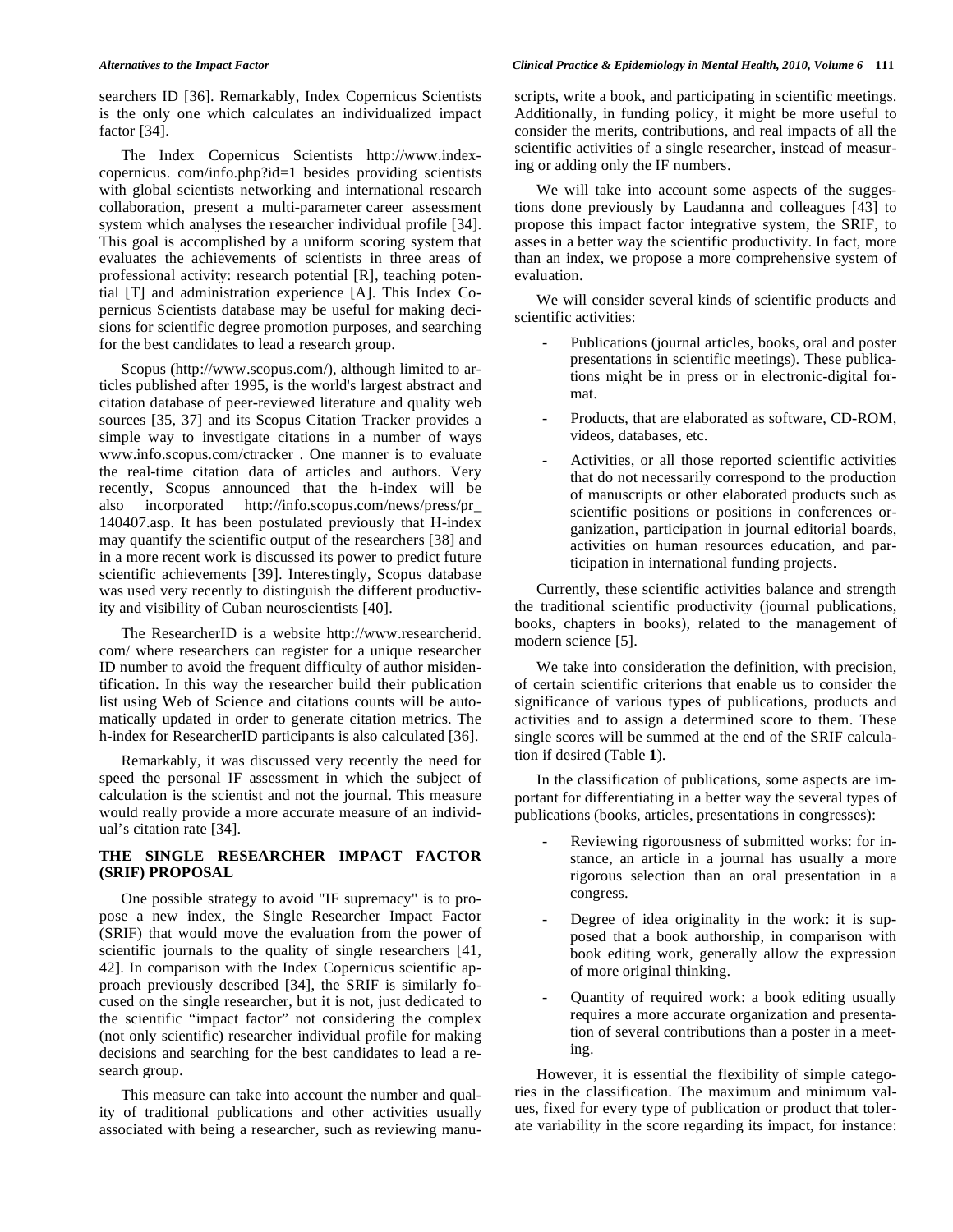searchers ID [36]. Remarkably, Index Copernicus Scientists is the only one which calculates an individualized impact factor [34].

The Index Copernicus Scientists http://www.index-copernicus. com/info.php?id=1 besides providing scientists with global scientists networking and international research collaboration, present a multi-parameter career assessment system which analyses the researcher individual profile [34]. This goal is accomplished by a uniform scoring system that evaluates the achievements of scientists in three areas of professional activity: research potential [R], teaching potential [T] and administration experience [A]. This Index Copernicus Scientists database may be useful for making decisions for scientific degree promotion purposes, and searching for the best candidates to lead a research group.

Scopus (http://www.scopus.com/), although limited to articles published after 1995, is the world's largest abstract and citation database of peer-reviewed literature and quality web sources [35, 37] and its Scopus Citation Tracker provides a simple way to investigate citations in a number of ways www.info.scopus.com/ctracker . One manner is to evaluate the real-time citation data of articles and authors. Very recently, Scopus announced that the h-index will be also incorporated http://info.scopus.com/news/press/pr_140407.asp. It has been postulated previously that H-index may quantify the scientific output of the researchers [38] and in a more recent work is discussed its power to predict future scientific achievements [39]. Interestingly, Scopus database was used very recently to distinguish the different productivity and visibility of Cuban neuroscientists [40].

The ResearcherID is a website http://www.researcherid.com/ where researchers can register for a unique researcher ID number to avoid the frequent difficulty of author misidentification. In this way the researcher build their publication list using Web of Science and citations counts will be automatically updated in order to generate citation metrics. The h-index for ResearcherID participants is also calculated [36].

Remarkably, it was discussed very recently the need for speed the personal IF assessment in which the subject of calculation is the scientist and not the journal. This measure would really provide a more accurate measure of an individual's citation rate [34].

## THE SINGLE RESEARCHER IMPACT FACTOR (SRIF) PROPOSAL

One possible strategy to avoid "IF supremacy" is to propose a new index, the Single Researcher Impact Factor (SRIF) that would move the evaluation from the power of scientific journals to the quality of single researchers [41, 42]. In comparison with the Index Copernicus scientific approach previously described [34], the SRIF is similarly focused on the single researcher, but it is not, just dedicated to the scientific "impact factor" not considering the complex (not only scientific) researcher individual profile for making decisions and searching for the best candidates to lead a research group.

This measure can take into account the number and quality of traditional publications and other activities usually associated with being a researcher, such as reviewing manuscripts, write a book, and participating in scientific meetings. Additionally, in funding policy, it might be more useful to consider the merits, contributions, and real impacts of all the scientific activities of a single researcher, instead of measuring or adding only the IF numbers.

We will take into account some aspects of the suggestions done previously by Laudanna and colleagues [43] to propose this impact factor integrative system, the SRIF, to asses in a better way the scientific productivity. In fact, more than an index, we propose a more comprehensive system of evaluation.

We will consider several kinds of scientific products and scientific activities:

- Publications (journal articles, books, oral and poster presentations in scientific meetings). These publications might be in press or in electronic-digital format.
- Products, that are elaborated as software, CD-ROM, videos, databases, etc.
- Activities, or all those reported scientific activities that do not necessarily correspond to the production of manuscripts or other elaborated products such as scientific positions or positions in conferences organization, participation in journal editorial boards, activities on human resources education, and participation in international funding projects.

Currently, these scientific activities balance and strength the traditional scientific productivity (journal publications, books, chapters in books), related to the management of modern science [5].

We take into consideration the definition, with precision, of certain scientific criterions that enable us to consider the significance of various types of publications, products and activities and to assign a determined score to them. These single scores will be summed at the end of the SRIF calculation if desired (Table **1**).

In the classification of publications, some aspects are important for differentiating in a better way the several types of publications (books, articles, presentations in congresses):

- Reviewing rigorousness of submitted works: for instance, an article in a journal has usually a more rigorous selection than an oral presentation in a congress.
- Degree of idea originality in the work: it is supposed that a book authorship, in comparison with book editing work, generally allow the expression of more original thinking.
- Quantity of required work: a book editing usually requires a more accurate organization and presentation of several contributions than a poster in a meeting.

However, it is essential the flexibility of simple categories in the classification. The maximum and minimum values, fixed for every type of publication or product that tolerate variability in the score regarding its impact, for instance: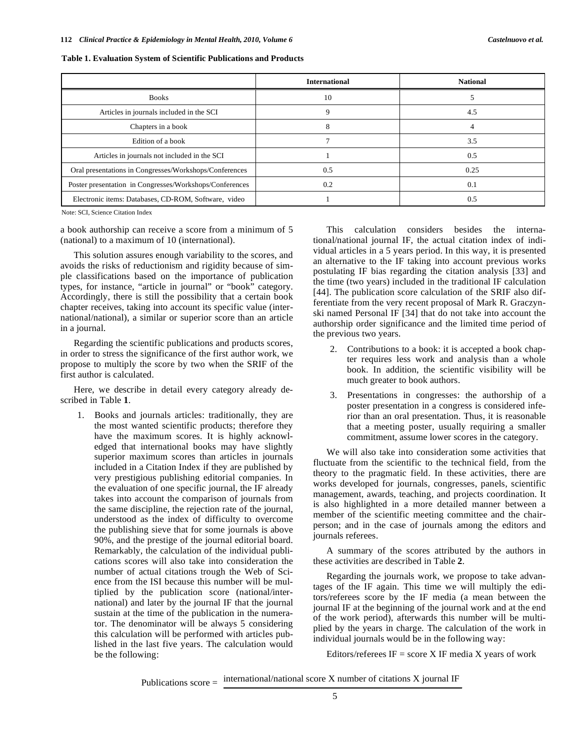**Table 1. Evaluation System of Scientific Publications and Products**

| | International | National |
|---|---|---|
| Books | 10 | 5 |
| Articles in journals included in the SCI | 9 | 4.5 |
| Chapters in a book | 8 | 4 |
| Edition of a book | 7 | 3.5 |
| Articles in journals not included in the SCI | 1 | 0.5 |
| Oral presentations in Congresses/Workshops/Conferences | 0.5 | 0.25 |
| Poster presentation in Congresses/Workshops/Conferences | 0.2 | 0.1 |
| Electronic items: Databases, CD-ROM, Software, video | 1 | 0.5 |

Note: SCI, Science Citation Index

a book authorship can receive a score from a minimum of 5 (national) to a maximum of 10 (international).

This solution assures enough variability to the scores, and avoids the risks of reductionism and rigidity because of simple classifications based on the importance of publication types, for instance, "article in journal" or "book" category. Accordingly, there is still the possibility that a certain book chapter receives, taking into account its specific value (international/national), a similar or superior score than an article in a journal.

Regarding the scientific publications and products scores, in order to stress the significance of the first author work, we propose to multiply the score by two when the SRIF of the first author is calculated.

Here, we describe in detail every category already described in Table **1**.

1. Books and journals articles: traditionally, they are the most wanted scientific products; therefore they have the maximum scores. It is highly acknowledged that international books may have slightly superior maximum scores than articles in journals included in a Citation Index if they are published by very prestigious publishing editorial companies. In the evaluation of one specific journal, the IF already takes into account the comparison of journals from the same discipline, the rejection rate of the journal, understood as the index of difficulty to overcome the publishing sieve that for some journals is above 90%, and the prestige of the journal editorial board. Remarkably, the calculation of the individual publications scores will also take into consideration the number of actual citations trough the Web of Science from the ISI because this number will be multiplied by the publication score (national/international) and later by the journal IF that the journal sustain at the time of the publication in the numerator. The denominator will be always 5 considering this calculation will be performed with articles published in the last five years. The calculation would be the following:

$$\text{Publications score} = \frac{\text{international/national score X number of citations X journal IF}}{5}$$

This calculation considers besides the international/national journal IF, the actual citation index of individual articles in a 5 years period. In this way, it is presented an alternative to the IF taking into account previous works postulating IF bias regarding the citation analysis [33] and the time (two years) included in the traditional IF calculation [44]. The publication score calculation of the SRIF also differentiate from the very recent proposal of Mark R. Graczynski named Personal IF [34] that do not take into account the authorship order significance and the limited time period of the previous two years.

2. Contributions to a book: it is accepted a book chapter requires less work and analysis than a whole book. In addition, the scientific visibility will be much greater to book authors.
3. Presentations in congresses: the authorship of a poster presentation in a congress is considered inferior than an oral presentation. Thus, it is reasonable that a meeting poster, usually requiring a smaller commitment, assume lower scores in the category.

We will also take into consideration some activities that fluctuate from the scientific to the technical field, from the theory to the pragmatic field. In these activities, there are works developed for journals, congresses, panels, scientific management, awards, teaching, and projects coordination. It is also highlighted in a more detailed manner between a member of the scientific meeting committee and the chairperson; and in the case of journals among the editors and journals referees.

A summary of the scores attributed by the authors in these activities are described in Table **2**.

Regarding the journals work, we propose to take advantages of the IF again. This time we will multiply the editors/referees score by the IF media (a mean between the journal IF at the beginning of the journal work and at the end of the work period), afterwards this number will be multiplied by the years in charge. The calculation of the work in individual journals would be in the following way:

Editors/referees IF = score X IF media X years of work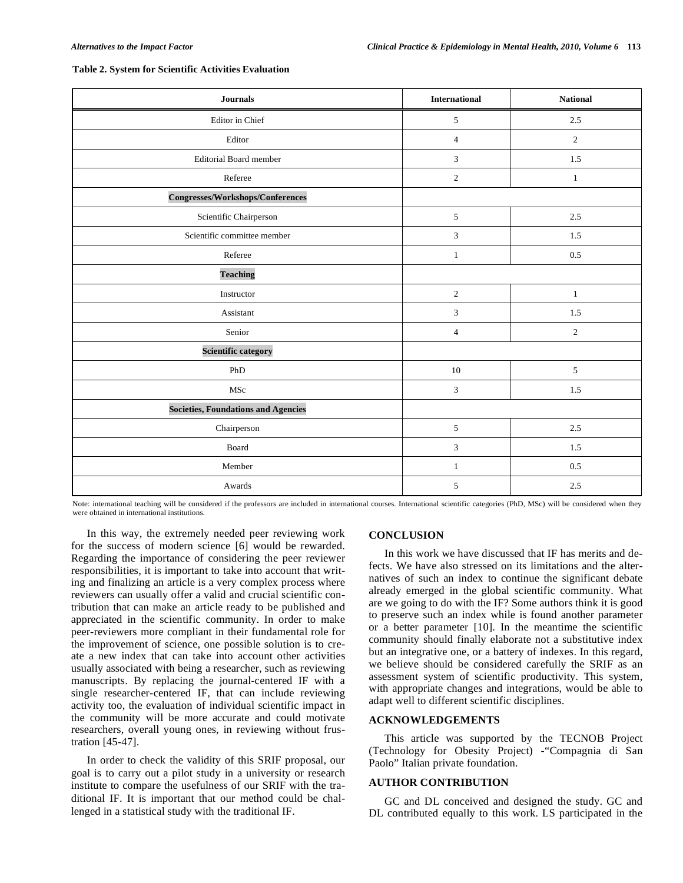**Table 2. System for Scientific Activities Evaluation**

| Journals | International | National |
|---|---|---|
| Editor in Chief | 5 | 2.5 |
| Editor | 4 | 2 |
| Editorial Board member | 3 | 1.5 |
| Referee | 2 | 1 |
| **Congresses/Workshops/Conferences** | | |
| Scientific Chairperson | 5 | 2.5 |
| Scientific committee member | 3 | 1.5 |
| Referee | 1 | 0.5 |
| **Teaching** | | |
| Instructor | 2 | 1 |
| Assistant | 3 | 1.5 |
| Senior | 4 | 2 |
| **Scientific category** | | |
| PhD | 10 | 5 |
| MSc | 3 | 1.5 |
| **Societies, Foundations and Agencies** | | |
| Chairperson | 5 | 2.5 |
| Board | 3 | 1.5 |
| Member | 1 | 0.5 |
| Awards | 5 | 2.5 |

Note: international teaching will be considered if the professors are included in international courses. International scientific categories (PhD, MSc) will be considered when they were obtained in international institutions.

In this way, the extremely needed peer reviewing work for the success of modern science [6] would be rewarded. Regarding the importance of considering the peer reviewer responsibilities, it is important to take into account that writing and finalizing an article is a very complex process where reviewers can usually offer a valid and crucial scientific contribution that can make an article ready to be published and appreciated in the scientific community. In order to make peer-reviewers more compliant in their fundamental role for the improvement of science, one possible solution is to create a new index that can take into account other activities usually associated with being a researcher, such as reviewing manuscripts. By replacing the journal-centered IF with a single researcher-centered IF, that can include reviewing activity too, the evaluation of individual scientific impact in the community will be more accurate and could motivate researchers, overall young ones, in reviewing without frustration [45-47].

In order to check the validity of this SRIF proposal, our goal is to carry out a pilot study in a university or research institute to compare the usefulness of our SRIF with the traditional IF. It is important that our method could be challenged in a statistical study with the traditional IF.

## CONCLUSION

In this work we have discussed that IF has merits and defects. We have also stressed on its limitations and the alternatives of such an index to continue the significant debate already emerged in the global scientific community. What are we going to do with the IF? Some authors think it is good to preserve such an index while is found another parameter or a better parameter [10]. In the meantime the scientific community should finally elaborate not a substitutive index but an integrative one, or a battery of indexes. In this regard, we believe should be considered carefully the SRIF as an assessment system of scientific productivity. This system, with appropriate changes and integrations, would be able to adapt well to different scientific disciplines.

## ACKNOWLEDGEMENTS

This article was supported by the TECNOB Project (Technology for Obesity Project) -"Compagnia di San Paolo" Italian private foundation.

## AUTHOR CONTRIBUTION

GC and DL conceived and designed the study. GC and DL contributed equally to this work. LS participated in the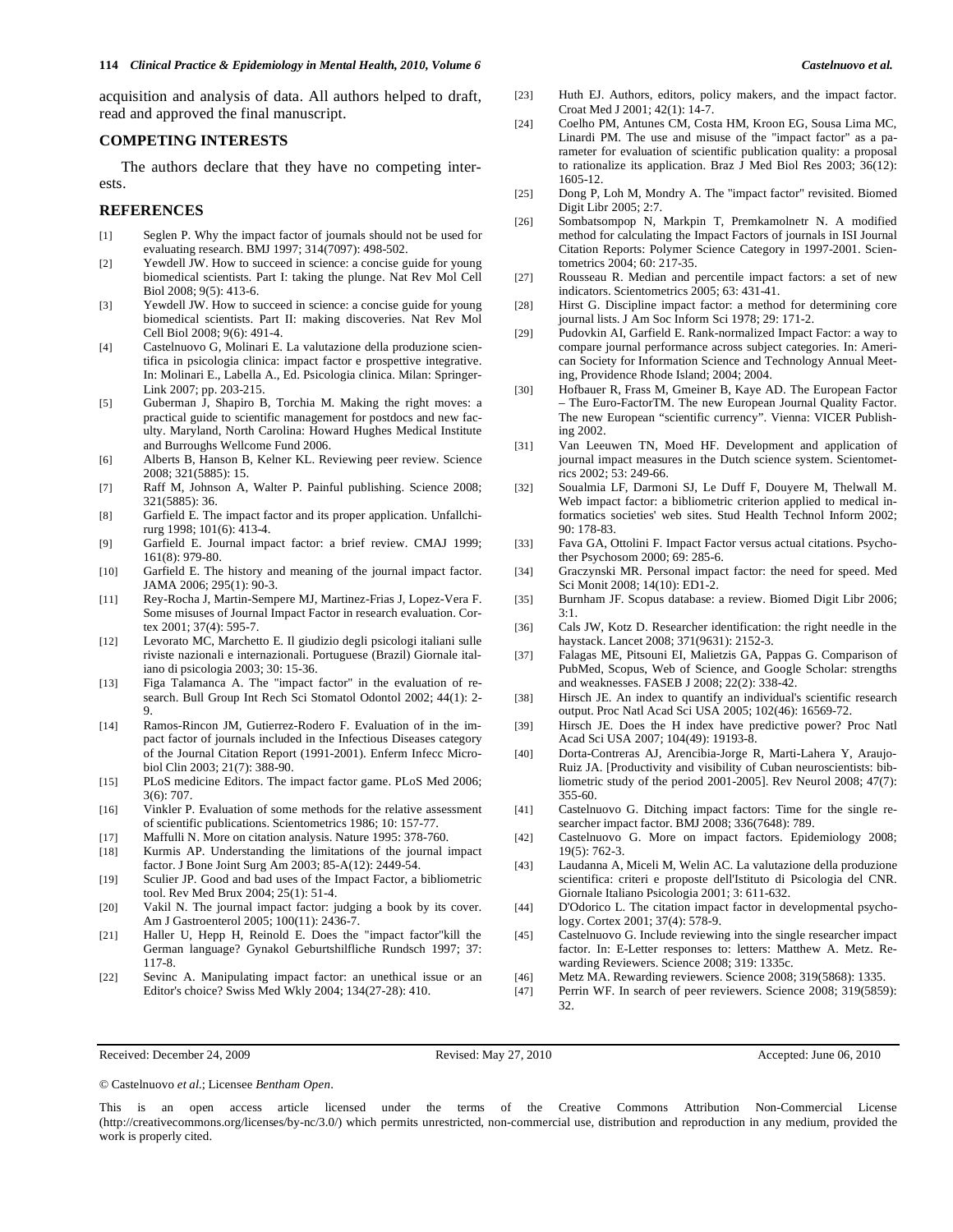acquisition and analysis of data. All authors helped to draft, read and approved the final manuscript.

## COMPETING INTERESTS

The authors declare that they have no competing interests.

## REFERENCES

[1] Seglen P. Why the impact factor of journals should not be used for evaluating research. BMJ 1997; 314(7097): 498-502.

[2] Yewdell JW. How to succeed in science: a concise guide for young biomedical scientists. Part I: taking the plunge. Nat Rev Mol Cell Biol 2008; 9(5): 413-6.

[3] Yewdell JW. How to succeed in science: a concise guide for young biomedical scientists. Part II: making discoveries. Nat Rev Mol Cell Biol 2008; 9(6): 491-4.

[4] Castelnuovo G, Molinari E. La valutazione della produzione scientifica in psicologia clinica: impact factor e prospettive integrative. In: Molinari E., Labella A., Ed. Psicologia clinica. Milan: Springer-Link 2007; pp. 203-215.

[5] Guberman J, Shapiro B, Torchia M. Making the right moves: a practical guide to scientific management for postdocs and new faculty. Maryland, North Carolina: Howard Hughes Medical Institute and Burroughs Wellcome Fund 2006.

[6] Alberts B, Hanson B, Kelner KL. Reviewing peer review. Science 2008; 321(5885): 15.

[7] Raff M, Johnson A, Walter P. Painful publishing. Science 2008; 321(5885): 36.

[8] Garfield E. The impact factor and its proper application. Unfallchirurg 1998; 101(6): 413-4.

[9] Garfield E. Journal impact factor: a brief review. CMAJ 1999; 161(8): 979-80.

[10] Garfield E. The history and meaning of the journal impact factor. JAMA 2006; 295(1): 90-3.

[11] Rey-Rocha J, Martin-Sempere MJ, Martinez-Frias J, Lopez-Vera F. Some misuses of Journal Impact Factor in research evaluation. Cortex 2001; 37(4): 595-7.

[12] Levorato MC, Marchetto E. Il giudizio degli psicologi italiani sulle riviste nazionali e internazionali. Portuguese (Brazil) Giornale italiano di psicologia 2003; 30: 15-36.

[13] Figa Talamanca A. The "impact factor" in the evaluation of research. Bull Group Int Rech Sci Stomatol Odontol 2002; 44(1): 2-9.

[14] Ramos-Rincon JM, Gutierrez-Rodero F. Evaluation of in the impact factor of journals included in the Infectious Diseases category of the Journal Citation Report (1991-2001). Enferm Infecc Microbiol Clin 2003; 21(7): 388-90.

[15] PLoS medicine Editors. The impact factor game. PLoS Med 2006; 3(6): 707.

[16] Vinkler P. Evaluation of some methods for the relative assessment of scientific publications. Scientometrics 1986; 10: 157-77.

[17] Maffulli N. More on citation analysis. Nature 1995: 378-760.

[18] Kurmis AP. Understanding the limitations of the journal impact factor. J Bone Joint Surg Am 2003; 85-A(12): 2449-54.

[19] Sculier JP. Good and bad uses of the Impact Factor, a bibliometric tool. Rev Med Brux 2004; 25(1): 51-4.

[20] Vakil N. The journal impact factor: judging a book by its cover. Am J Gastroenterol 2005; 100(11): 2436-7.

[21] Haller U, Hepp H, Reinold E. Does the "impact factor"kill the German language? Gynakol Geburtshilfliche Rundsch 1997; 37: 117-8.

[22] Sevinc A. Manipulating impact factor: an unethical issue or an Editor's choice? Swiss Med Wkly 2004; 134(27-28): 410.

[23] Huth EJ. Authors, editors, policy makers, and the impact factor. Croat Med J 2001; 42(1): 14-7.

[24] Coelho PM, Antunes CM, Costa HM, Kroon EG, Sousa Lima MC, Linardi PM. The use and misuse of the "impact factor" as a parameter for evaluation of scientific publication quality: a proposal to rationalize its application. Braz J Med Biol Res 2003; 36(12): 1605-12.

[25] Dong P, Loh M, Mondry A. The "impact factor" revisited. Biomed Digit Libr 2005; 2:7.

[26] Sombatsompop N, Markpin T, Premkamolnetr N. A modified method for calculating the Impact Factors of journals in ISI Journal Citation Reports: Polymer Science Category in 1997-2001. Scientometrics 2004; 60: 217-35.

[27] Rousseau R. Median and percentile impact factors: a set of new indicators. Scientometrics 2005; 63: 431-41.

[28] Hirst G. Discipline impact factor: a method for determining core journal lists. J Am Soc Inform Sci 1978; 29: 171-2.

[29] Pudovkin AI, Garfield E. Rank-normalized Impact Factor: a way to compare journal performance across subject categories. In: American Society for Information Science and Technology Annual Meeting, Providence Rhode Island; 2004; 2004.

[30] Hofbauer R, Frass M, Gmeiner B, Kaye AD. The European Factor – The Euro-FactorTM. The new European Journal Quality Factor. The new European "scientific currency". Vienna: VICER Publishing 2002.

[31] Van Leeuwen TN, Moed HF. Development and application of journal impact measures in the Dutch science system. Scientometrics 2002; 53: 249-66.

[32] Soualmia LF, Darmoni SJ, Le Duff F, Douyere M, Thelwall M. Web impact factor: a bibliometric criterion applied to medical informatics societies' web sites. Stud Health Technol Inform 2002; 90: 178-83.

[33] Fava GA, Ottolini F. Impact Factor versus actual citations. Psychother Psychosom 2000; 69: 285-6.

[34] Graczynski MR. Personal impact factor: the need for speed. Med Sci Monit 2008; 14(10): ED1-2.

[35] Burnham JF. Scopus database: a review. Biomed Digit Libr 2006; 3:1.

[36] Cals JW, Kotz D. Researcher identification: the right needle in the haystack. Lancet 2008; 371(9631): 2152-3.

[37] Falagas ME, Pitsouni EI, Malietzis GA, Pappas G. Comparison of PubMed, Scopus, Web of Science, and Google Scholar: strengths and weaknesses. FASEB J 2008; 22(2): 338-42.

[38] Hirsch JE. An index to quantify an individual's scientific research output. Proc Natl Acad Sci USA 2005; 102(46): 16569-72.

[39] Hirsch JE. Does the H index have predictive power? Proc Natl Acad Sci USA 2007; 104(49): 19193-8.

[40] Dorta-Contreras AJ, Arencibia-Jorge R, Marti-Lahera Y, Araujo-Ruiz JA. [Productivity and visibility of Cuban neuroscientists: bibliometric study of the period 2001-2005]. Rev Neurol 2008; 47(7): 355-60.

[41] Castelnuovo G. Ditching impact factors: Time for the single researcher impact factor. BMJ 2008; 336(7648): 789.

[42] Castelnuovo G. More on impact factors. Epidemiology 2008; 19(5): 762-3.

[43] Laudanna A, Miceli M, Welin AC. La valutazione della produzione scientifica: criteri e proposte dell'Istituto di Psicologia del CNR. Giornale Italiano Psicologia 2001; 3: 611-632.

[44] D'Odorico L. The citation impact factor in developmental psychology. Cortex 2001; 37(4): 578-9.

[45] Castelnuovo G. Include reviewing into the single researcher impact factor. In: E-Letter responses to: letters: Matthew A. Metz. Rewarding Reviewers. Science 2008; 319: 1335c.

[46] Metz MA. Rewarding reviewers. Science 2008; 319(5868): 1335.

[47] Perrin WF. In search of peer reviewers. Science 2008; 319(5859): 32.

Received: December 24, 2009 Revised: May 27, 2010 Accepted: June 06, 2010

© Castelnuovo *et al.*; Licensee *Bentham Open*.

This is an open access article licensed under the terms of the Creative Commons Attribution Non-Commercial License (http://creativecommons.org/licenses/by-nc/3.0/) which permits unrestricted, non-commercial use, distribution and reproduction in any medium, provided the work is properly cited.